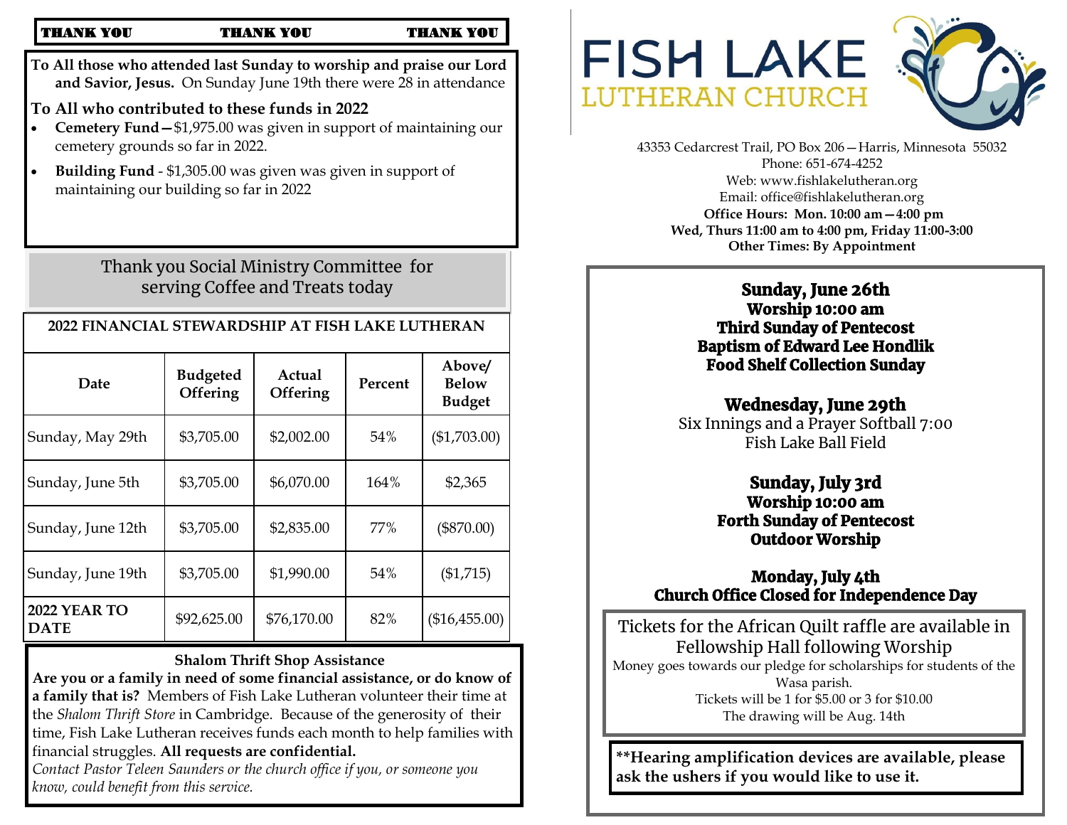**THANK YOU THANK YOU THANK YOU**

**To All those who attended last Sunday to worship and praise our Lord and Savior, Jesus.** On Sunday June 19th there were 28 in attendance

**To All who contributed to these funds in 2022**

- **Cemetery Fund**—$1,975.00 was given in support of maintaining our cemetery grounds so far in 2022.
- **Building Fund** - $1,305.00 was given was given in support of maintaining our building so far in 2022

Thank you Social Ministry Committee for serving Coffee and Treats today

**2022 FINANCIAL STEWARDSHIP AT FISH LAKE LUTHERAN**

| Date | Budgeted Offering | Actual Offering | Percent | Above/ Below Budget |
|---|---|---|---|---|
| Sunday, May 29th | $3,705.00 | $2,002.00 | 54% | ($1,703.00) |
| Sunday, June 5th | $3,705.00 | $6,070.00 | 164% | $2,365 |
| Sunday, June 12th | $3,705.00 | $2,835.00 | 77% | ($870.00) |
| Sunday, June 19th | $3,705.00 | $1,990.00 | 54% | ($1,715) |
| **2022 YEAR TO DATE** | $92,625.00 | $76,170.00 | 82% | ($16,455.00) |

**Shalom Thrift Shop Assistance**

**Are you or a family in need of some financial assistance, or do know of a family that is?** Members of Fish Lake Lutheran volunteer their time at the *Shalom Thrift Store* in Cambridge. Because of the generosity of their time, Fish Lake Lutheran receives funds each month to help families with financial struggles. **All requests are confidential.**

*Contact Pastor Teleen Saunders or the church office if you, or someone you know, could benefit from this service.*

# FISH LAKE LUTHERAN CHURCH

43353 Cedarcrest Trail, PO Box 206—Harris, Minnesota 55032
Phone: 651-674-4252
Web: www.fishlakelutheran.org
Email: office@fishlakelutheran.org
**Office Hours: Mon. 10:00 am—4:00 pm**
**Wed, Thurs 11:00 am to 4:00 pm, Friday 11:00-3:00**
**Other Times: By Appointment**

**Sunday, June 26th**
**Worship 10:00 am**
**Third Sunday of Pentecost**
**Baptism of Edward Lee Hondlik**
**Food Shelf Collection Sunday**

**Wednesday, June 29th**
Six Innings and a Prayer Softball 7:00
Fish Lake Ball Field

**Sunday, July 3rd**
**Worship 10:00 am**
**Forth Sunday of Pentecost**
**Outdoor Worship**

**Monday, July 4th**
**Church Office Closed for Independence Day**

Tickets for the African Quilt raffle are available in Fellowship Hall following Worship

Money goes towards our pledge for scholarships for students of the Wasa parish.
Tickets will be 1 for $5.00 or 3 for $10.00
The drawing will be Aug. 14th

****Hearing amplification devices are available, please ask the ushers if you would like to use it.**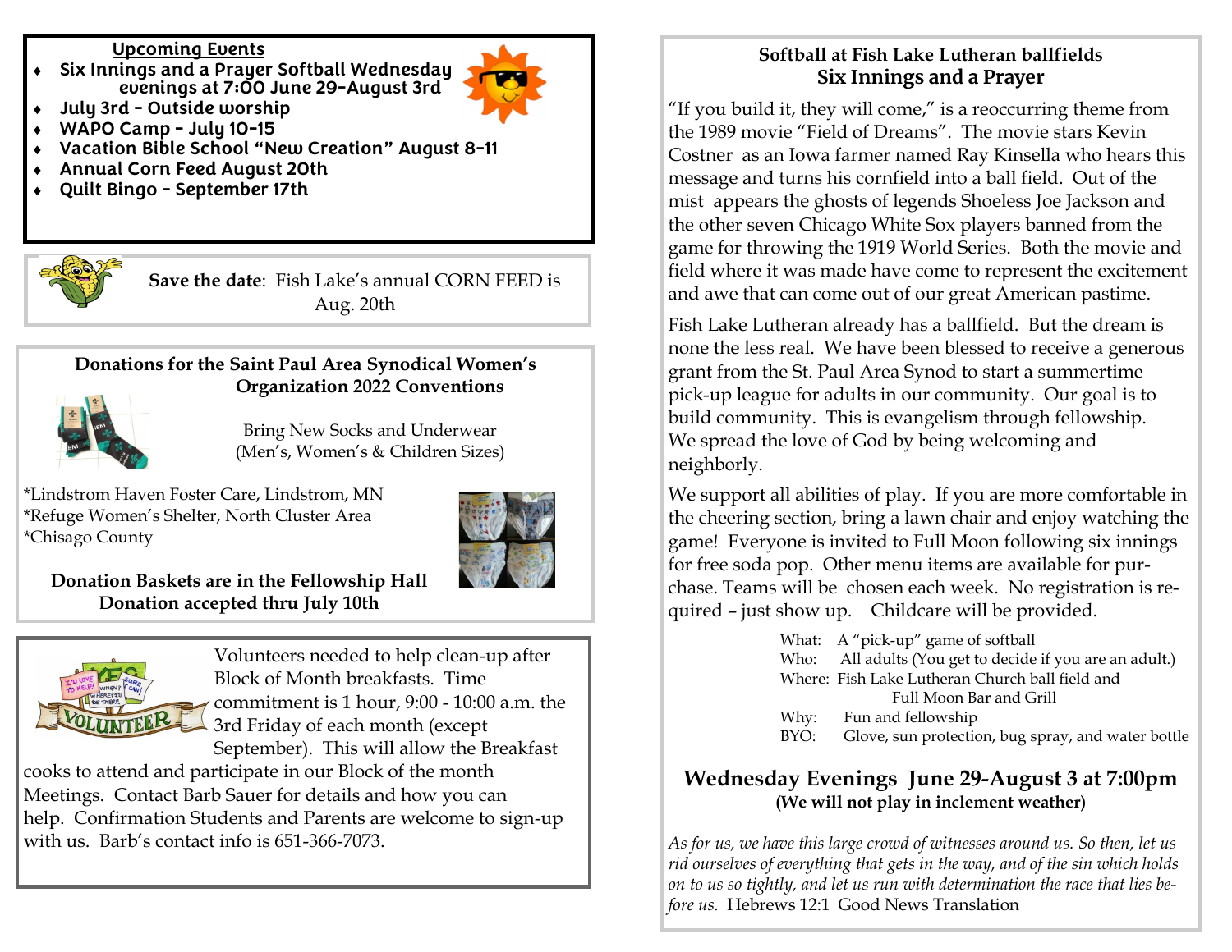## Upcoming Events

- **Six Innings and a Prayer Softball Wednesday evenings at 7:00 June 29-August 3rd**
- **July 3rd - Outside worship**
- **WAPO Camp - July 10-15**
- **Vacation Bible School "New Creation" August 8-11**
- **Annual Corn Feed August 20th**
- **Quilt Bingo - September 17th**

**Save the date**: Fish Lake's annual CORN FEED is Aug. 20th

### Donations for the Saint Paul Area Synodical Women's Organization 2022 Conventions

Bring New Socks and Underwear (Men's, Women's & Children Sizes)

*Lindstrom Haven Foster Care, Lindstrom, MN
*Refuge Women's Shelter, North Cluster Area
*Chisago County

**Donation Baskets are in the Fellowship Hall**
**Donation accepted thru July 10th**

Volunteers needed to help clean-up after Block of Month breakfasts. Time commitment is 1 hour, 9:00 - 10:00 a.m. the 3rd Friday of each month (except September). This will allow the Breakfast cooks to attend and participate in our Block of the month Meetings. Contact Barb Sauer for details and how you can help. Confirmation Students and Parents are welcome to sign-up with us. Barb's contact info is 651-366-7073.

### Softball at Fish Lake Lutheran ballfields
## Six Innings and a Prayer

"If you build it, they will come," is a reoccurring theme from the 1989 movie "Field of Dreams". The movie stars Kevin Costner as an Iowa farmer named Ray Kinsella who hears this message and turns his cornfield into a ball field. Out of the mist appears the ghosts of legends Shoeless Joe Jackson and the other seven Chicago White Sox players banned from the game for throwing the 1919 World Series. Both the movie and field where it was made have come to represent the excitement and awe that can come out of our great American pastime.

Fish Lake Lutheran already has a ballfield. But the dream is none the less real. We have been blessed to receive a generous grant from the St. Paul Area Synod to start a summertime pick-up league for adults in our community. Our goal is to build community. This is evangelism through fellowship. We spread the love of God by being welcoming and neighborly.

We support all abilities of play. If you are more comfortable in the cheering section, bring a lawn chair and enjoy watching the game! Everyone is invited to Full Moon following six innings for free soda pop. Other menu items are available for purchase. Teams will be chosen each week. No registration is required – just show up. Childcare will be provided.

What: A "pick-up" game of softball
Who: All adults (You get to decide if you are an adult.)
Where: Fish Lake Lutheran Church ball field and Full Moon Bar and Grill
Why: Fun and fellowship
BYO: Glove, sun protection, bug spray, and water bottle

**Wednesday Evenings June 29-August 3 at 7:00pm**
**(We will not play in inclement weather)**

*As for us, we have this large crowd of witnesses around us. So then, let us rid ourselves of everything that gets in the way, and of the sin which holds on to us so tightly, and let us run with determination the race that lies before us.* Hebrews 12:1 Good News Translation